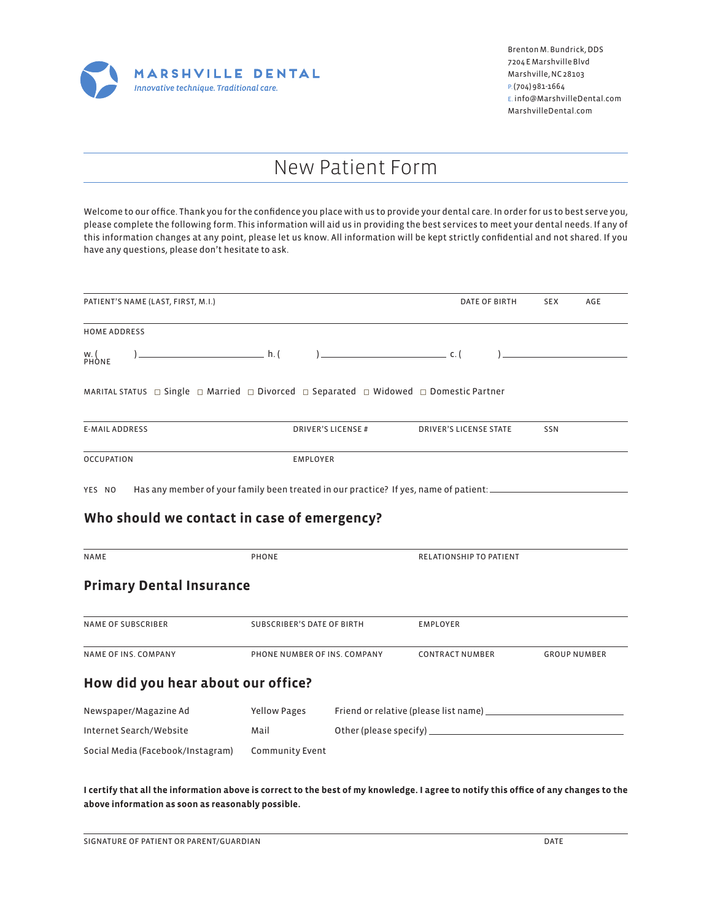**MARSHVILLE DENTAL**
*Innovative technique. Traditional care.*

Brenton M. Bundrick, DDS
7204 E Marshville Blvd
Marshville, NC 28103
P. (704) 981-1664
E. info@MarshvilleDental.com
MarshvilleDental.com

# New Patient Form

Welcome to our office. Thank you for the confidence you place with us to provide your dental care. In order for us to best serve you, please complete the following form. This information will aid us in providing the best services to meet your dental needs. If any of this information changes at any point, please let us know. All information will be kept strictly confidential and not shared. If you have any questions, please don't hesitate to ask.

PATIENT'S NAME (LAST, FIRST, M.I.) | DATE OF BIRTH | SEX | AGE

HOME ADDRESS

PHONE w. ( ) ____________ h. ( ) ____________ c. ( ) ____________

MARITAL STATUS ☐ Single ☐ Married ☐ Divorced ☐ Separated ☐ Widowed ☐ Domestic Partner

E-MAIL ADDRESS | DRIVER'S LICENSE # | DRIVER'S LICENSE STATE | SSN

OCCUPATION | EMPLOYER

YES NO Has any member of your family been treated in our practice? If yes, name of patient: ____________

## Who should we contact in case of emergency?

NAME | PHONE | RELATIONSHIP TO PATIENT

## Primary Dental Insurance

NAME OF SUBSCRIBER | SUBSCRIBER'S DATE OF BIRTH | EMPLOYER

NAME OF INS. COMPANY | PHONE NUMBER OF INS. COMPANY | CONTRACT NUMBER | GROUP NUMBER

## How did you hear about our office?

Newspaper/Magazine Ad
Yellow Pages
Friend or relative (please list name) ____________
Internet Search/Website
Mail
Other (please specify) ____________
Social Media (Facebook/Instagram)
Community Event

**I certify that all the information above is correct to the best of my knowledge. I agree to notify this office of any changes to the above information as soon as reasonably possible.**

SIGNATURE OF PATIENT OR PARENT/GUARDIAN | DATE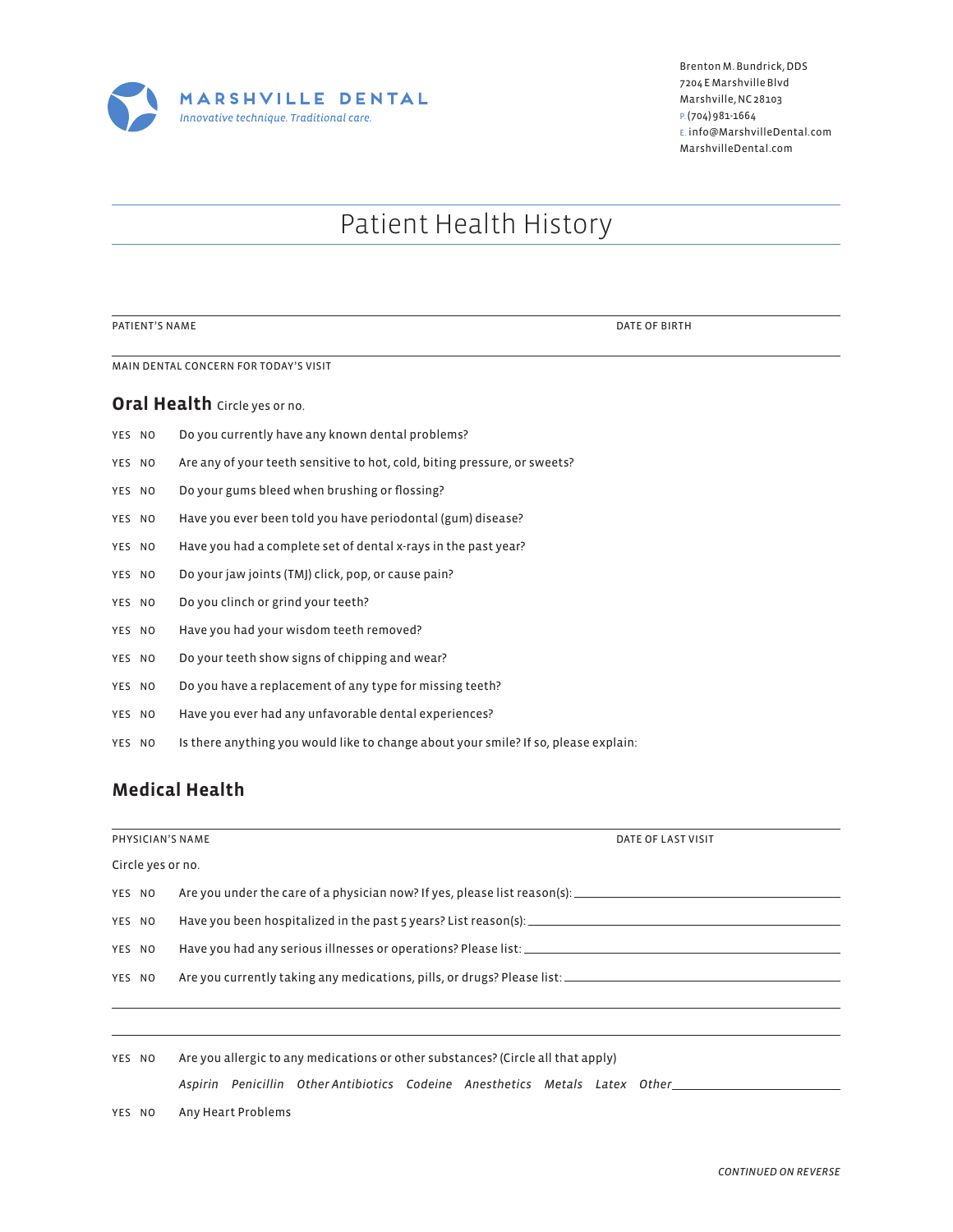**MARSHVILLE DENTAL**
*Innovative technique. Traditional care.*

Brenton M. Bundrick, DDS
7204 E Marshville Blvd
Marshville, NC 28103
P. (704) 981-1664
E. info@MarshvilleDental.com
MarshvilleDental.com

# Patient Health History

PATIENT'S NAME ______________________ DATE OF BIRTH ______________________

MAIN DENTAL CONCERN FOR TODAY'S VISIT ______________________

## Oral Health

Circle yes or no.

YES NO Do you currently have any known dental problems?

YES NO Are any of your teeth sensitive to hot, cold, biting pressure, or sweets?

YES NO Do your gums bleed when brushing or flossing?

YES NO Have you ever been told you have periodontal (gum) disease?

YES NO Have you had a complete set of dental x-rays in the past year?

YES NO Do your jaw joints (TMJ) click, pop, or cause pain?

YES NO Do you clinch or grind your teeth?

YES NO Have you had your wisdom teeth removed?

YES NO Do your teeth show signs of chipping and wear?

YES NO Do you have a replacement of any type for missing teeth?

YES NO Have you ever had any unfavorable dental experiences?

YES NO Is there anything you would like to change about your smile? If so, please explain:

## Medical Health

PHYSICIAN'S NAME ______________________ DATE OF LAST VISIT ______________________

Circle yes or no.

YES NO Are you under the care of a physician now? If yes, please list reason(s): ______________________

YES NO Have you been hospitalized in the past 5 years? List reason(s): ______________________

YES NO Have you had any serious illnesses or operations? Please list: ______________________

YES NO Are you currently taking any medications, pills, or drugs? Please list: ______________________

______________________

______________________

YES NO Are you allergic to any medications or other substances? (Circle all that apply)

*Aspirin Penicillin Other Antibiotics Codeine Anesthetics Metals Latex Other*______________________

YES NO Any Heart Problems

*CONTINUED ON REVERSE*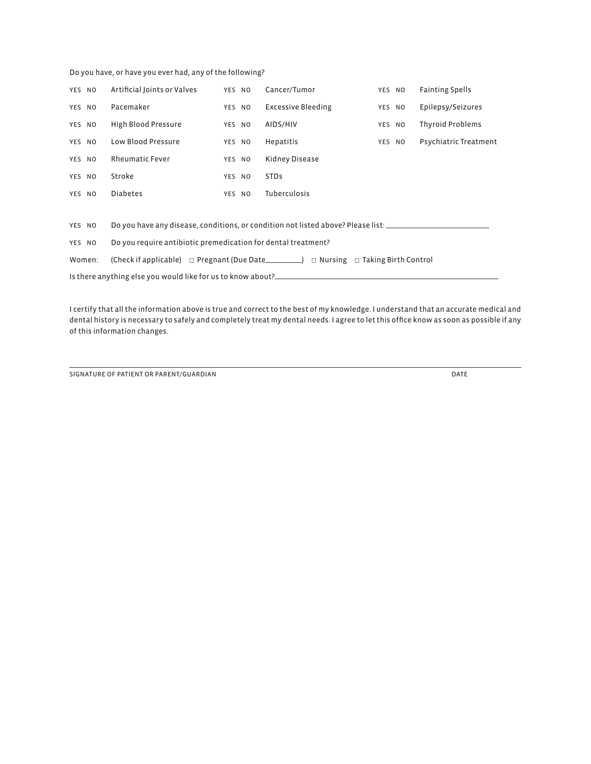Do you have, or have you ever had, any of the following?

| | | | | | |
|---|---|---|---|---|---|
| YES NO | Artificial Joints or Valves | YES NO | Cancer/Tumor | YES NO | Fainting Spells |
| YES NO | Pacemaker | YES NO | Excessive Bleeding | YES NO | Epilepsy/Seizures |
| YES NO | High Blood Pressure | YES NO | AIDS/HIV | YES NO | Thyroid Problems |
| YES NO | Low Blood Pressure | YES NO | Hepatitis | YES NO | Psychiatric Treatment |
| YES NO | Rheumatic Fever | YES NO | Kidney Disease | | |
| YES NO | Stroke | YES NO | STDs | | |
| YES NO | Diabetes | YES NO | Tuberculosis | | |

YES NO Do you have any disease, conditions, or condition not listed above? Please list: ____________________

YES NO Do you require antibiotic premedication for dental treatment?

Women: (Check if applicable) ☐ Pregnant (Due Date________) ☐ Nursing ☐ Taking Birth Control

Is there anything else you would like for us to know about?________________________________________

I certify that all the information above is true and correct to the best of my knowledge. I understand that an accurate medical and dental history is necessary to safely and completely treat my dental needs. I agree to let this office know as soon as possible if any of this information changes.

______________________________________________________________________________

SIGNATURE OF PATIENT OR PARENT/GUARDIAN DATE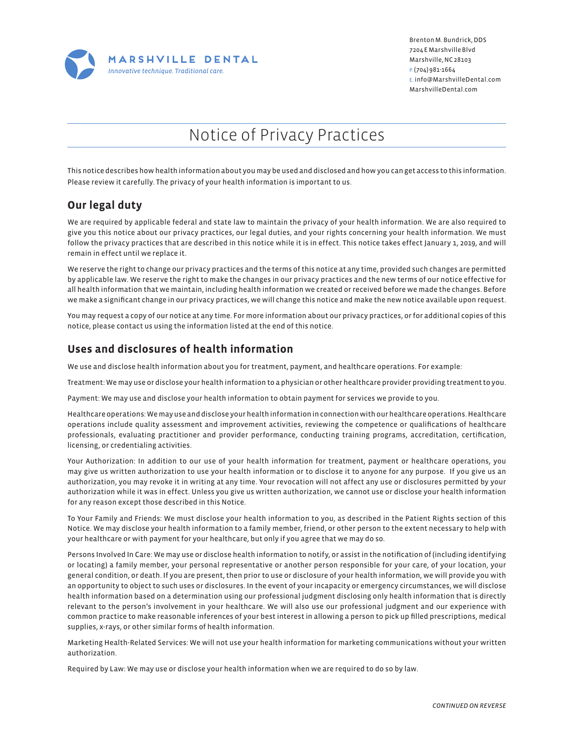MARSHVILLE DENTAL
*Innovative technique. Traditional care.*

Brenton M. Bundrick, DDS
7204 E Marshville Blvd
Marshville, NC 28103
P. (704) 981-1664
E. info@MarshvilleDental.com
MarshvilleDental.com

# Notice of Privacy Practices

This notice describes how health information about you may be used and disclosed and how you can get access to this information. Please review it carefully. The privacy of your health information is important to us.

## Our legal duty

We are required by applicable federal and state law to maintain the privacy of your health information. We are also required to give you this notice about our privacy practices, our legal duties, and your rights concerning your health information. We must follow the privacy practices that are described in this notice while it is in effect. This notice takes effect January 1, 2019, and will remain in effect until we replace it.

We reserve the right to change our privacy practices and the terms of this notice at any time, provided such changes are permitted by applicable law. We reserve the right to make the changes in our privacy practices and the new terms of our notice effective for all health information that we maintain, including health information we created or received before we made the changes. Before we make a significant change in our privacy practices, we will change this notice and make the new notice available upon request.

You may request a copy of our notice at any time. For more information about our privacy practices, or for additional copies of this notice, please contact us using the information listed at the end of this notice.

## Uses and disclosures of health information

We use and disclose health information about you for treatment, payment, and healthcare operations. For example:

Treatment: We may use or disclose your health information to a physician or other healthcare provider providing treatment to you.

Payment: We may use and disclose your health information to obtain payment for services we provide to you.

Healthcare operations: We may use and disclose your health information in connection with our healthcare operations. Healthcare operations include quality assessment and improvement activities, reviewing the competence or qualifications of healthcare professionals, evaluating practitioner and provider performance, conducting training programs, accreditation, certification, licensing, or credentialing activities.

Your Authorization: In addition to our use of your health information for treatment, payment or healthcare operations, you may give us written authorization to use your health information or to disclose it to anyone for any purpose. If you give us an authorization, you may revoke it in writing at any time. Your revocation will not affect any use or disclosures permitted by your authorization while it was in effect. Unless you give us written authorization, we cannot use or disclose your health information for any reason except those described in this Notice.

To Your Family and Friends: We must disclose your health information to you, as described in the Patient Rights section of this Notice. We may disclose your health information to a family member, friend, or other person to the extent necessary to help with your healthcare or with payment for your healthcare, but only if you agree that we may do so.

Persons Involved In Care: We may use or disclose health information to notify, or assist in the notification of (including identifying or locating) a family member, your personal representative or another person responsible for your care, of your location, your general condition, or death. If you are present, then prior to use or disclosure of your health information, we will provide you with an opportunity to object to such uses or disclosures. In the event of your incapacity or emergency circumstances, we will disclose health information based on a determination using our professional judgment disclosing only health information that is directly relevant to the person's involvement in your healthcare. We will also use our professional judgment and our experience with common practice to make reasonable inferences of your best interest in allowing a person to pick up filled prescriptions, medical supplies, x-rays, or other similar forms of health information.

Marketing Health-Related Services: We will not use your health information for marketing communications without your written authorization.

Required by Law: We may use or disclose your health information when we are required to do so by law.

*CONTINUED ON REVERSE*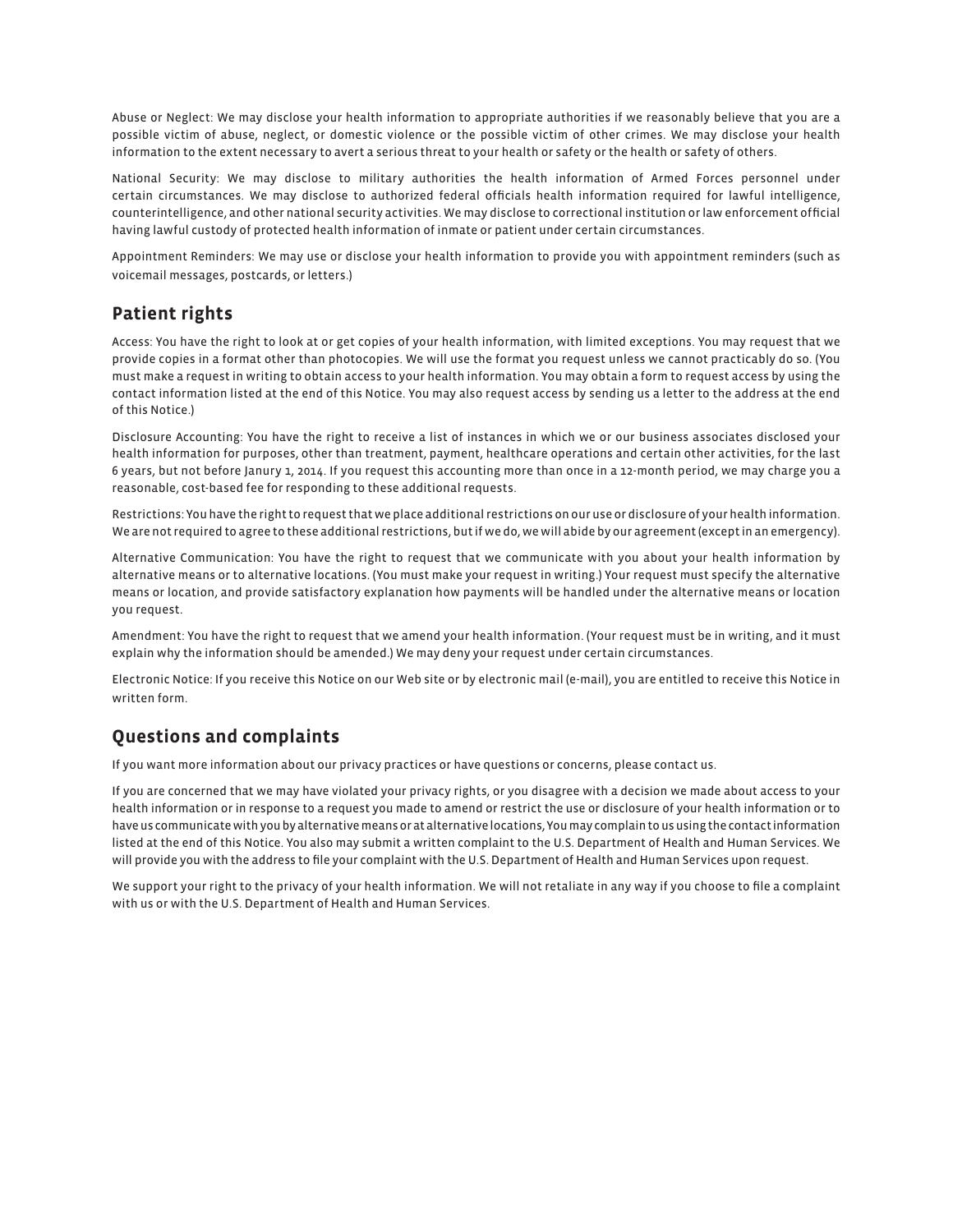Abuse or Neglect: We may disclose your health information to appropriate authorities if we reasonably believe that you are a possible victim of abuse, neglect, or domestic violence or the possible victim of other crimes. We may disclose your health information to the extent necessary to avert a serious threat to your health or safety or the health or safety of others.

National Security: We may disclose to military authorities the health information of Armed Forces personnel under certain circumstances. We may disclose to authorized federal officials health information required for lawful intelligence, counterintelligence, and other national security activities. We may disclose to correctional institution or law enforcement official having lawful custody of protected health information of inmate or patient under certain circumstances.

Appointment Reminders: We may use or disclose your health information to provide you with appointment reminders (such as voicemail messages, postcards, or letters.)

## Patient rights

Access: You have the right to look at or get copies of your health information, with limited exceptions. You may request that we provide copies in a format other than photocopies. We will use the format you request unless we cannot practicably do so. (You must make a request in writing to obtain access to your health information. You may obtain a form to request access by using the contact information listed at the end of this Notice. You may also request access by sending us a letter to the address at the end of this Notice.)

Disclosure Accounting: You have the right to receive a list of instances in which we or our business associates disclosed your health information for purposes, other than treatment, payment, healthcare operations and certain other activities, for the last 6 years, but not before Janury 1, 2014. If you request this accounting more than once in a 12-month period, we may charge you a reasonable, cost-based fee for responding to these additional requests.

Restrictions: You have the right to request that we place additional restrictions on our use or disclosure of your health information. We are not required to agree to these additional restrictions, but if we do, we will abide by our agreement (except in an emergency).

Alternative Communication: You have the right to request that we communicate with you about your health information by alternative means or to alternative locations. (You must make your request in writing.) Your request must specify the alternative means or location, and provide satisfactory explanation how payments will be handled under the alternative means or location you request.

Amendment: You have the right to request that we amend your health information. (Your request must be in writing, and it must explain why the information should be amended.) We may deny your request under certain circumstances.

Electronic Notice: If you receive this Notice on our Web site or by electronic mail (e-mail), you are entitled to receive this Notice in written form.

## Questions and complaints

If you want more information about our privacy practices or have questions or concerns, please contact us.

If you are concerned that we may have violated your privacy rights, or you disagree with a decision we made about access to your health information or in response to a request you made to amend or restrict the use or disclosure of your health information or to have us communicate with you by alternative means or at alternative locations, You may complain to us using the contact information listed at the end of this Notice. You also may submit a written complaint to the U.S. Department of Health and Human Services. We will provide you with the address to file your complaint with the U.S. Department of Health and Human Services upon request.

We support your right to the privacy of your health information. We will not retaliate in any way if you choose to file a complaint with us or with the U.S. Department of Health and Human Services.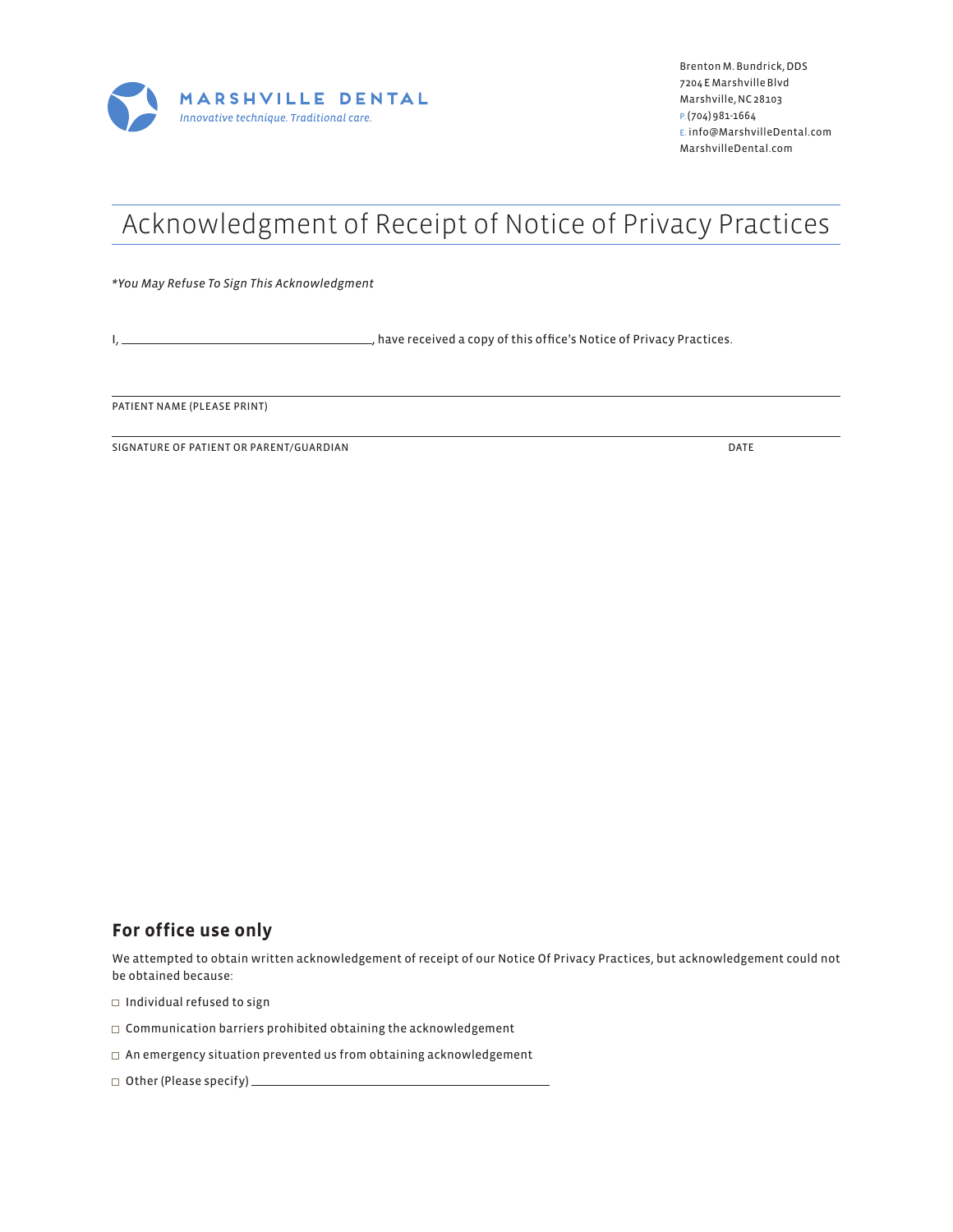MARSHVILLE DENTAL
*Innovative technique. Traditional care.*

Brenton M. Bundrick, DDS
7204 E Marshville Blvd
Marshville, NC 28103
P. (704) 981-1664
E. info@MarshvilleDental.com
MarshvilleDental.com

# Acknowledgment of Receipt of Notice of Privacy Practices

*\*You May Refuse To Sign This Acknowledgment*

I, ______________________________, have received a copy of this office's Notice of Privacy Practices.

______________________________________________________________

PATIENT NAME (PLEASE PRINT)

______________________________________________________________

SIGNATURE OF PATIENT OR PARENT/GUARDIAN DATE

## For office use only

We attempted to obtain written acknowledgement of receipt of our Notice Of Privacy Practices, but acknowledgement could not be obtained because:

- ☐ Individual refused to sign
- ☐ Communication barriers prohibited obtaining the acknowledgement
- ☐ An emergency situation prevented us from obtaining acknowledgement
- ☐ Other (Please specify) ______________________________